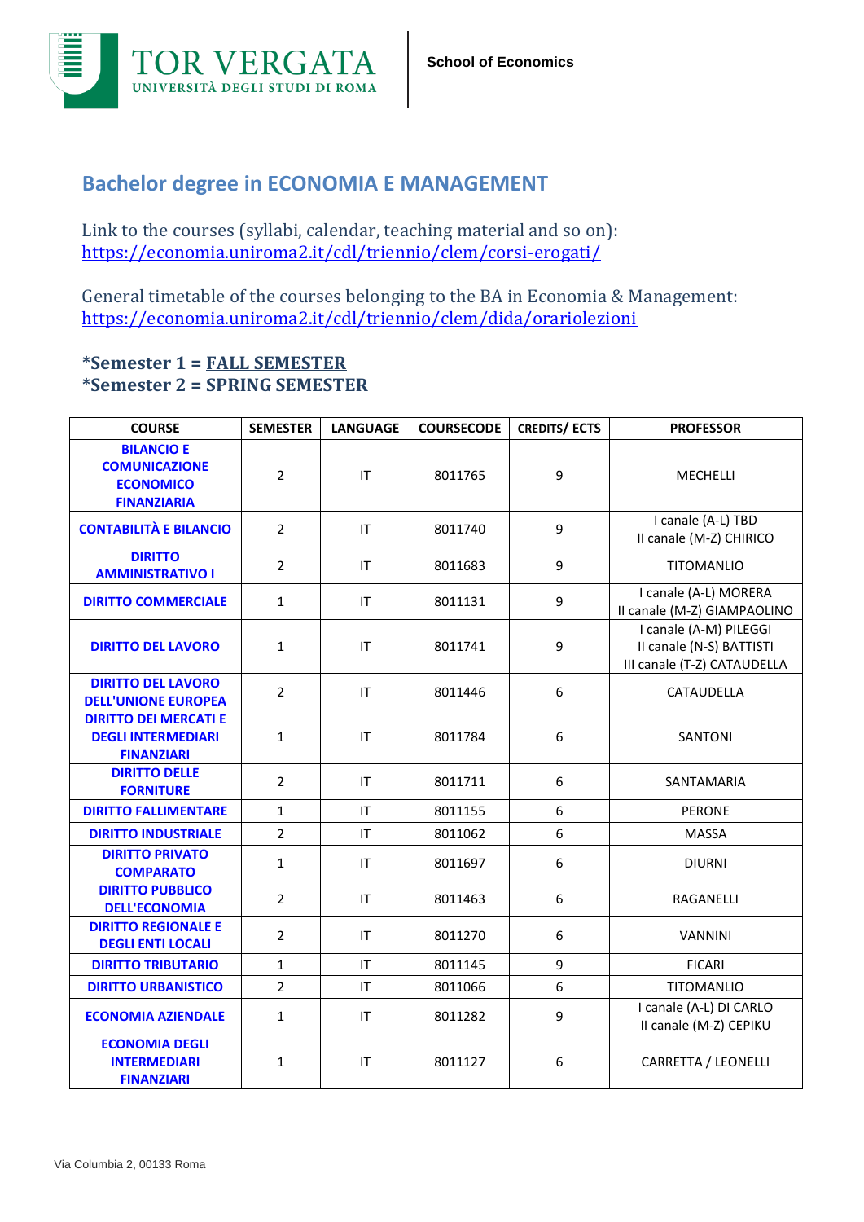TOR VERGATA
UNIVERSITÀ DEGLI STUDI DI ROMA

School of Economics

## Bachelor degree in ECONOMIA E MANAGEMENT

Link to the courses (syllabi, calendar, teaching material and so on):
https://economia.uniroma2.it/cdl/triennio/clem/corsi-erogati/

General timetable of the courses belonging to the BA in Economia & Management:
https://economia.uniroma2.it/cdl/triennio/clem/dida/orariolezioni

**\*Semester 1 = FALL SEMESTER**
**\*Semester 2 = SPRING SEMESTER**

| COURSE | SEMESTER | LANGUAGE | COURSECODE | CREDITS/ ECTS | PROFESSOR |
|---|---|---|---|---|---|
| BILANCIO E COMUNICAZIONE ECONOMICO FINANZIARIA | 2 | IT | 8011765 | 9 | MECHELLI |
| CONTABILITÀ E BILANCIO | 2 | IT | 8011740 | 9 | I canale (A-L) TBD<br>II canale (M-Z) CHIRICO |
| DIRITTO AMMINISTRATIVO I | 2 | IT | 8011683 | 9 | TITOMANLIO |
| DIRITTO COMMERCIALE | 1 | IT | 8011131 | 9 | I canale (A-L) MORERA<br>II canale (M-Z) GIAMPAOLINO |
| DIRITTO DEL LAVORO | 1 | IT | 8011741 | 9 | I canale (A-M) PILEGGI<br>II canale (N-S) BATTISTI<br>III canale (T-Z) CATAUDELLA |
| DIRITTO DEL LAVORO DELL'UNIONE EUROPEA | 2 | IT | 8011446 | 6 | CATAUDELLA |
| DIRITTO DEI MERCATI E DEGLI INTERMEDIARI FINANZIARI | 1 | IT | 8011784 | 6 | SANTONI |
| DIRITTO DELLE FORNITURE | 2 | IT | 8011711 | 6 | SANTAMARIA |
| DIRITTO FALLIMENTARE | 1 | IT | 8011155 | 6 | PERONE |
| DIRITTO INDUSTRIALE | 2 | IT | 8011062 | 6 | MASSA |
| DIRITTO PRIVATO COMPARATO | 1 | IT | 8011697 | 6 | DIURNI |
| DIRITTO PUBBLICO DELL'ECONOMIA | 2 | IT | 8011463 | 6 | RAGANELLI |
| DIRITTO REGIONALE E DEGLI ENTI LOCALI | 2 | IT | 8011270 | 6 | VANNINI |
| DIRITTO TRIBUTARIO | 1 | IT | 8011145 | 9 | FICARI |
| DIRITTO URBANISTICO | 2 | IT | 8011066 | 6 | TITOMANLIO |
| ECONOMIA AZIENDALE | 1 | IT | 8011282 | 9 | I canale (A-L) DI CARLO<br>II canale (M-Z) CEPIKU |
| ECONOMIA DEGLI INTERMEDIARI FINANZIARI | 1 | IT | 8011127 | 6 | CARRETTA / LEONELLI |

Via Columbia 2, 00133 Roma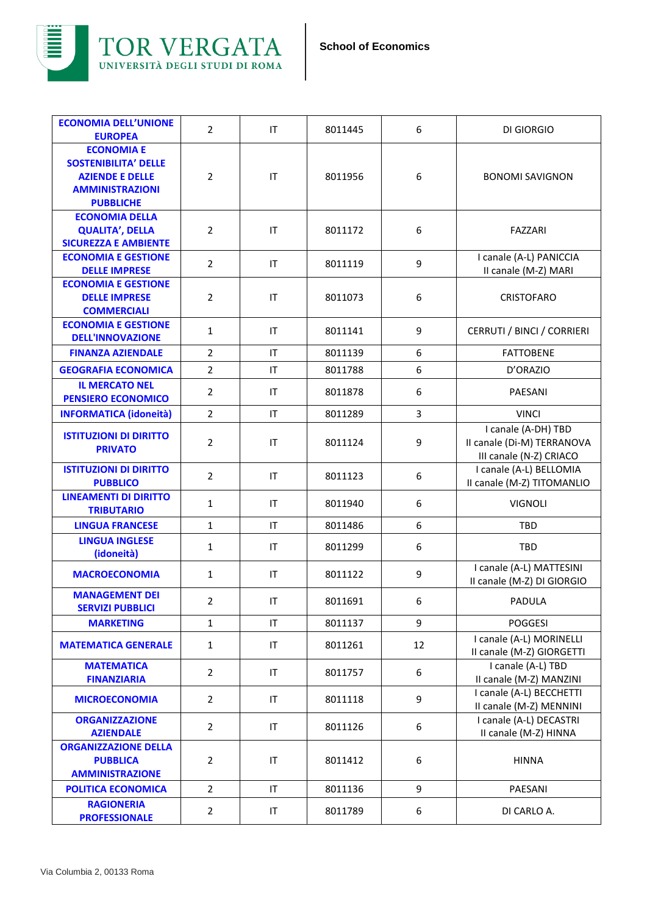| ECONOMIA DELL'UNIONE EUROPEA | 2 | IT | 8011445 | 6 | DI GIORGIO |
|---|---|---|---|---|---|
| ECONOMIA E SOSTENIBILITA' DELLE AZIENDE E DELLE AMMINISTRAZIONI PUBBLICHE | 2 | IT | 8011956 | 6 | BONOMI SAVIGNON |
| ECONOMIA DELLA QUALITA', DELLA SICUREZZA E AMBIENTE | 2 | IT | 8011172 | 6 | FAZZARI |
| ECONOMIA E GESTIONE DELLE IMPRESE | 2 | IT | 8011119 | 9 | I canale (A-L) PANICCIA<br>II canale (M-Z) MARI |
| ECONOMIA E GESTIONE DELLE IMPRESE COMMERCIALI | 2 | IT | 8011073 | 6 | CRISTOFARO |
| ECONOMIA E GESTIONE DELL'INNOVAZIONE | 1 | IT | 8011141 | 9 | CERRUTI / BINCI / CORRIERI |
| FINANZA AZIENDALE | 2 | IT | 8011139 | 6 | FATTOBENE |
| GEOGRAFIA ECONOMICA | 2 | IT | 8011788 | 6 | D'ORAZIO |
| IL MERCATO NEL PENSIERO ECONOMICO | 2 | IT | 8011878 | 6 | PAESANI |
| INFORMATICA (idoneità) | 2 | IT | 8011289 | 3 | VINCI |
| ISTITUZIONI DI DIRITTO PRIVATO | 2 | IT | 8011124 | 9 | I canale (A-DH) TBD<br>II canale (Di-M) TERRANOVA<br>III canale (N-Z) CRIACO |
| ISTITUZIONI DI DIRITTO PUBBLICO | 2 | IT | 8011123 | 6 | I canale (A-L) BELLOMIA<br>II canale (M-Z) TITOMANLIO |
| LINEAMENTI DI DIRITTO TRIBUTARIO | 1 | IT | 8011940 | 6 | VIGNOLI |
| LINGUA FRANCESE | 1 | IT | 8011486 | 6 | TBD |
| LINGUA INGLESE (idoneità) | 1 | IT | 8011299 | 6 | TBD |
| MACROECONOMIA | 1 | IT | 8011122 | 9 | I canale (A-L) MATTESINI<br>II canale (M-Z) DI GIORGIO |
| MANAGEMENT DEI SERVIZI PUBBLICI | 2 | IT | 8011691 | 6 | PADULA |
| MARKETING | 1 | IT | 8011137 | 9 | POGGESI |
| MATEMATICA GENERALE | 1 | IT | 8011261 | 12 | I canale (A-L) MORINELLI<br>II canale (M-Z) GIORGETTI |
| MATEMATICA FINANZIARIA | 2 | IT | 8011757 | 6 | I canale (A-L) TBD<br>II canale (M-Z) MANZINI |
| MICROECONOMIA | 2 | IT | 8011118 | 9 | I canale (A-L) BECCHETTI<br>II canale (M-Z) MENNINI |
| ORGANIZZAZIONE AZIENDALE | 2 | IT | 8011126 | 6 | I canale (A-L) DECASTRI<br>II canale (M-Z) HINNA |
| ORGANIZZAZIONE DELLA PUBBLICA AMMINISTRAZIONE | 2 | IT | 8011412 | 6 | HINNA |
| POLITICA ECONOMICA | 2 | IT | 8011136 | 9 | PAESANI |
| RAGIONERIA PROFESSIONALE | 2 | IT | 8011789 | 6 | DI CARLO A. |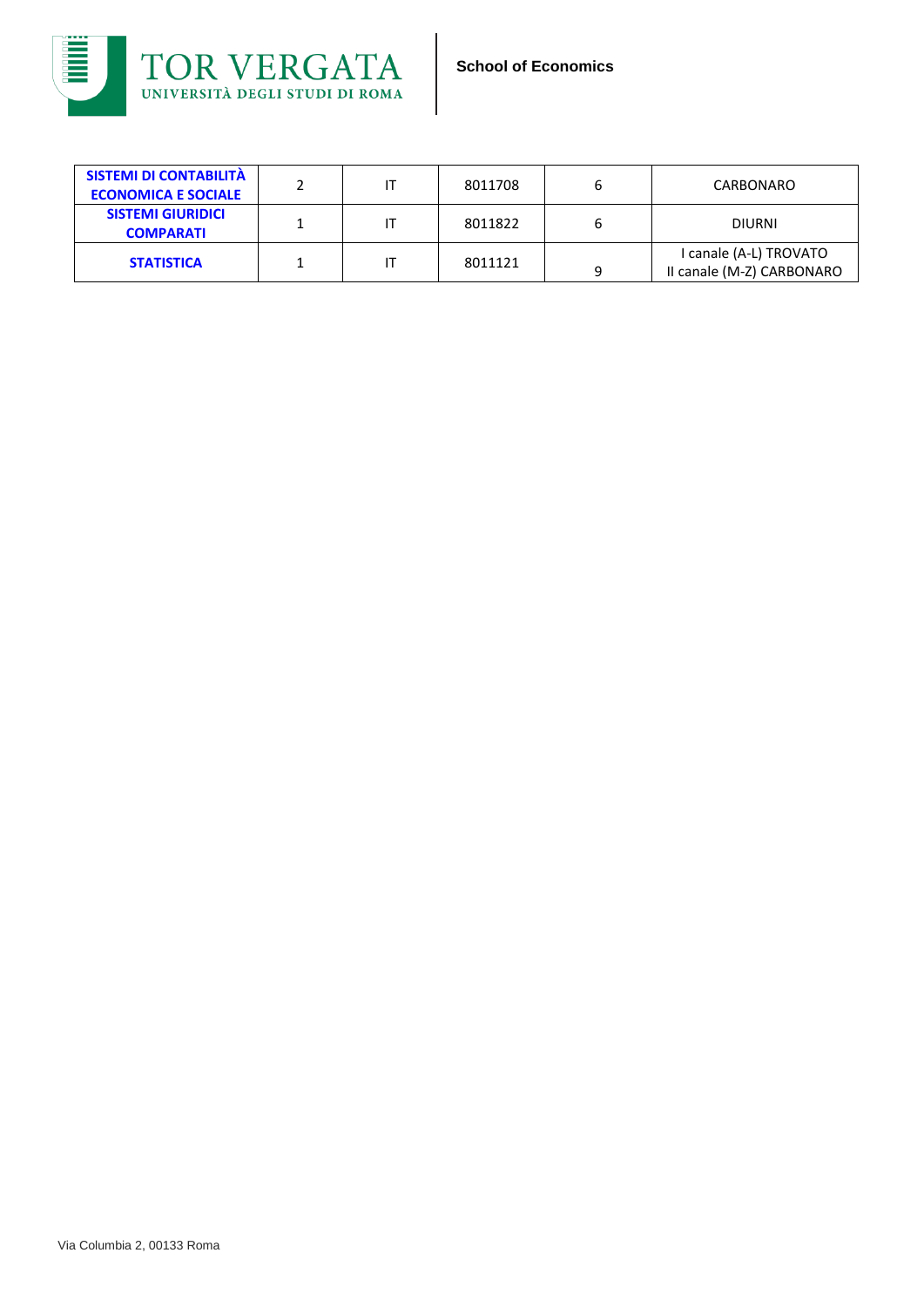| | | | | | |
|---|---|---|---|---|---|
| **SISTEMI DI CONTABILITÀ ECONOMICA E SOCIALE** | 2 | IT | 8011708 | 6 | CARBONARO |
| **SISTEMI GIURIDICI COMPARATI** | 1 | IT | 8011822 | 6 | DIURNI |
| **STATISTICA** | 1 | IT | 8011121 | 9 | I canale (A-L) TROVATO<br>II canale (M-Z) CARBONARO |